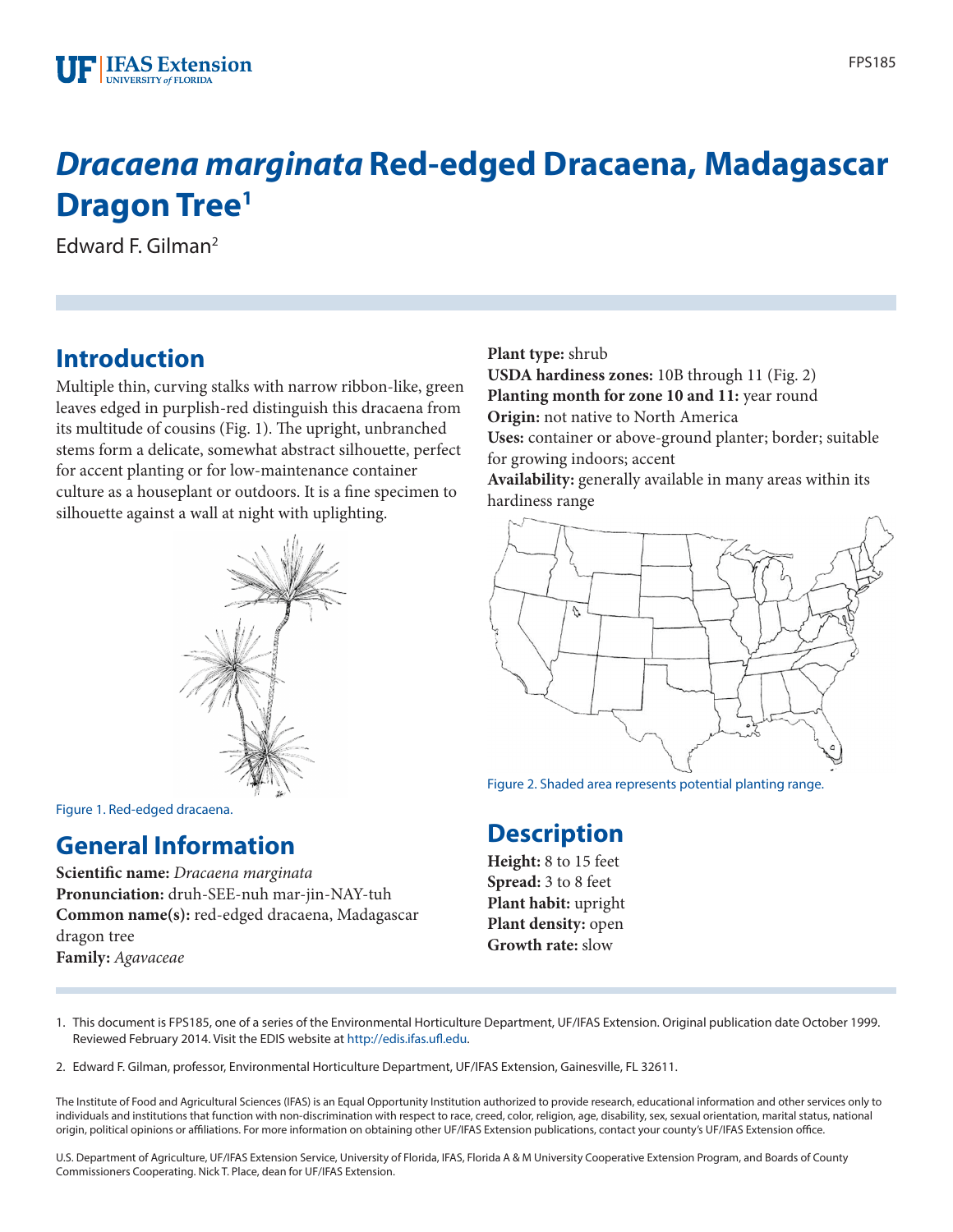# *Dracaena marginata* Red-edged Dracaena, Madagascar Dragon Tree[1]

Edward F. Gilman[2]

## Introduction

Multiple thin, curving stalks with narrow ribbon-like, green leaves edged in purplish-red distinguish this dracaena from its multitude of cousins (Fig. 1). The upright, unbranched stems form a delicate, somewhat abstract silhouette, perfect for accent planting or for low-maintenance container culture as a houseplant or outdoors. It is a fine specimen to silhouette against a wall at night with uplighting.

Figure 1. Red-edged dracaena.

## General Information

**Scientific name:** *Dracaena marginata*
**Pronunciation:** druh-SEE-nuh mar-jin-NAY-tuh
**Common name(s):** red-edged dracaena, Madagascar dragon tree
**Family:** *Agavaceae*
**Plant type:** shrub
**USDA hardiness zones:** 10B through 11 (Fig. 2)
**Planting month for zone 10 and 11:** year round
**Origin:** not native to North America
**Uses:** container or above-ground planter; border; suitable for growing indoors; accent
**Availability:** generally available in many areas within its hardiness range

Figure 2. Shaded area represents potential planting range.

## Description

**Height:** 8 to 15 feet
**Spread:** 3 to 8 feet
**Plant habit:** upright
**Plant density:** open
**Growth rate:** slow

---

1. This document is FPS185, one of a series of the Environmental Horticulture Department, UF/IFAS Extension. Original publication date October 1999. Reviewed February 2014. Visit the EDIS website at http://edis.ifas.ufl.edu.

2. Edward F. Gilman, professor, Environmental Horticulture Department, UF/IFAS Extension, Gainesville, FL 32611.

The Institute of Food and Agricultural Sciences (IFAS) is an Equal Opportunity Institution authorized to provide research, educational information and other services only to individuals and institutions that function with non-discrimination with respect to race, creed, color, religion, age, disability, sex, sexual orientation, marital status, national origin, political opinions or affiliations. For more information on obtaining other UF/IFAS Extension publications, contact your county's UF/IFAS Extension office.

U.S. Department of Agriculture, UF/IFAS Extension Service, University of Florida, IFAS, Florida A & M University Cooperative Extension Program, and Boards of County Commissioners Cooperating. Nick T. Place, dean for UF/IFAS Extension.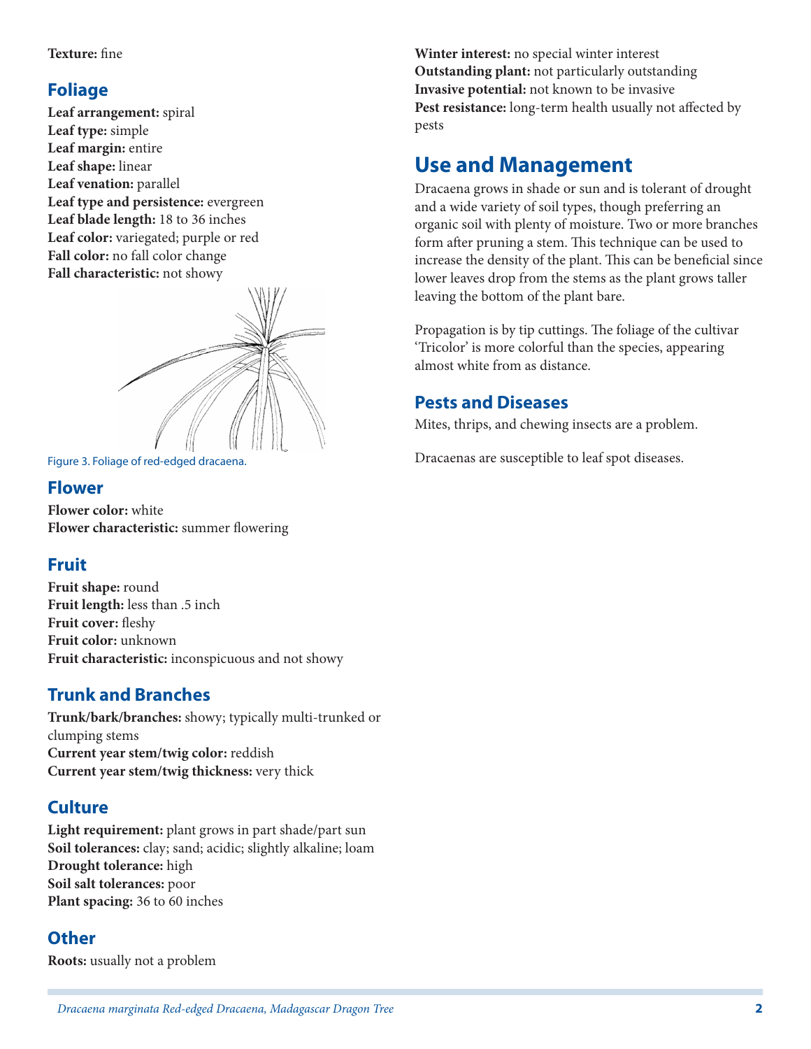**Texture:** fine

## Foliage

**Leaf arrangement:** spiral
**Leaf type:** simple
**Leaf margin:** entire
**Leaf shape:** linear
**Leaf venation:** parallel
**Leaf type and persistence:** evergreen
**Leaf blade length:** 18 to 36 inches
**Leaf color:** variegated; purple or red
**Fall color:** no fall color change
**Fall characteristic:** not showy

Figure 3. Foliage of red-edged dracaena.

## Flower

**Flower color:** white
**Flower characteristic:** summer flowering

## Fruit

**Fruit shape:** round
**Fruit length:** less than .5 inch
**Fruit cover:** fleshy
**Fruit color:** unknown
**Fruit characteristic:** inconspicuous and not showy

## Trunk and Branches

**Trunk/bark/branches:** showy; typically multi-trunked or clumping stems
**Current year stem/twig color:** reddish
**Current year stem/twig thickness:** very thick

## Culture

**Light requirement:** plant grows in part shade/part sun
**Soil tolerances:** clay; sand; acidic; slightly alkaline; loam
**Drought tolerance:** high
**Soil salt tolerances:** poor
**Plant spacing:** 36 to 60 inches

## Other

**Roots:** usually not a problem
**Winter interest:** no special winter interest
**Outstanding plant:** not particularly outstanding
**Invasive potential:** not known to be invasive
**Pest resistance:** long-term health usually not affected by pests

# Use and Management

Dracaena grows in shade or sun and is tolerant of drought and a wide variety of soil types, though preferring an organic soil with plenty of moisture. Two or more branches form after pruning a stem. This technique can be used to increase the density of the plant. This can be beneficial since lower leaves drop from the stems as the plant grows taller leaving the bottom of the plant bare.

Propagation is by tip cuttings. The foliage of the cultivar 'Tricolor' is more colorful than the species, appearing almost white from as distance.

## Pests and Diseases

Mites, thrips, and chewing insects are a problem.

Dracaenas are susceptible to leaf spot diseases.